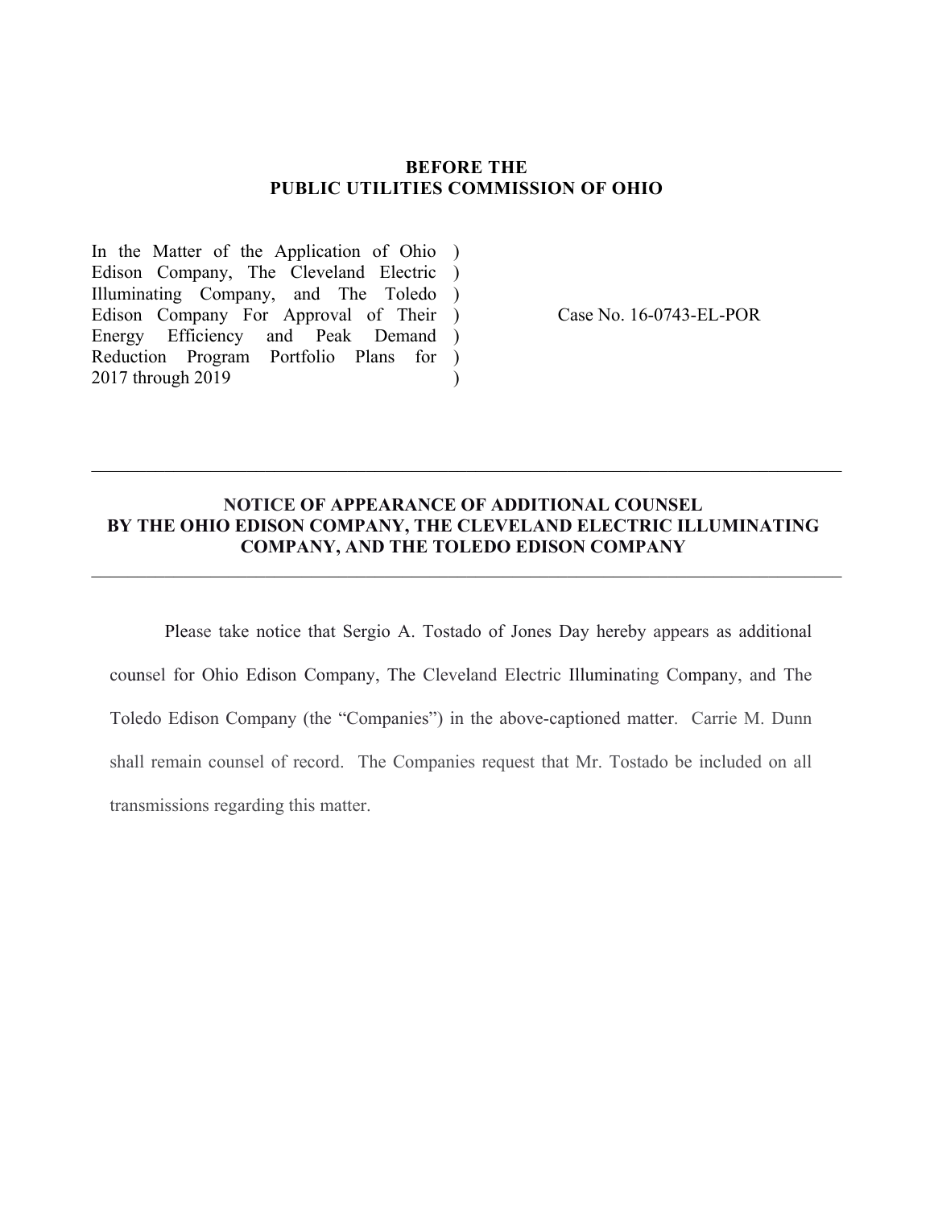**BEFORE THE**
**PUBLIC UTILITIES COMMISSION OF OHIO**

| | | |
|---|---|---|
| In the Matter of the Application of Ohio Edison Company, The Cleveland Electric Illuminating Company, and The Toledo Edison Company For Approval of Their Energy Efficiency and Peak Demand Reduction Program Portfolio Plans for 2017 through 2019 | ) ) ) ) ) ) ) | Case No. 16-0743-EL-POR |

---

**NOTICE OF APPEARANCE OF ADDITIONAL COUNSEL BY THE OHIO EDISON COMPANY, THE CLEVELAND ELECTRIC ILLUMINATING COMPANY, AND THE TOLEDO EDISON COMPANY**

---

Please take notice that Sergio A. Tostado of Jones Day hereby appears as additional counsel for Ohio Edison Company, The Cleveland Electric Illuminating Company, and The Toledo Edison Company (the "Companies") in the above-captioned matter. Carrie M. Dunn shall remain counsel of record. The Companies request that Mr. Tostado be included on all transmissions regarding this matter.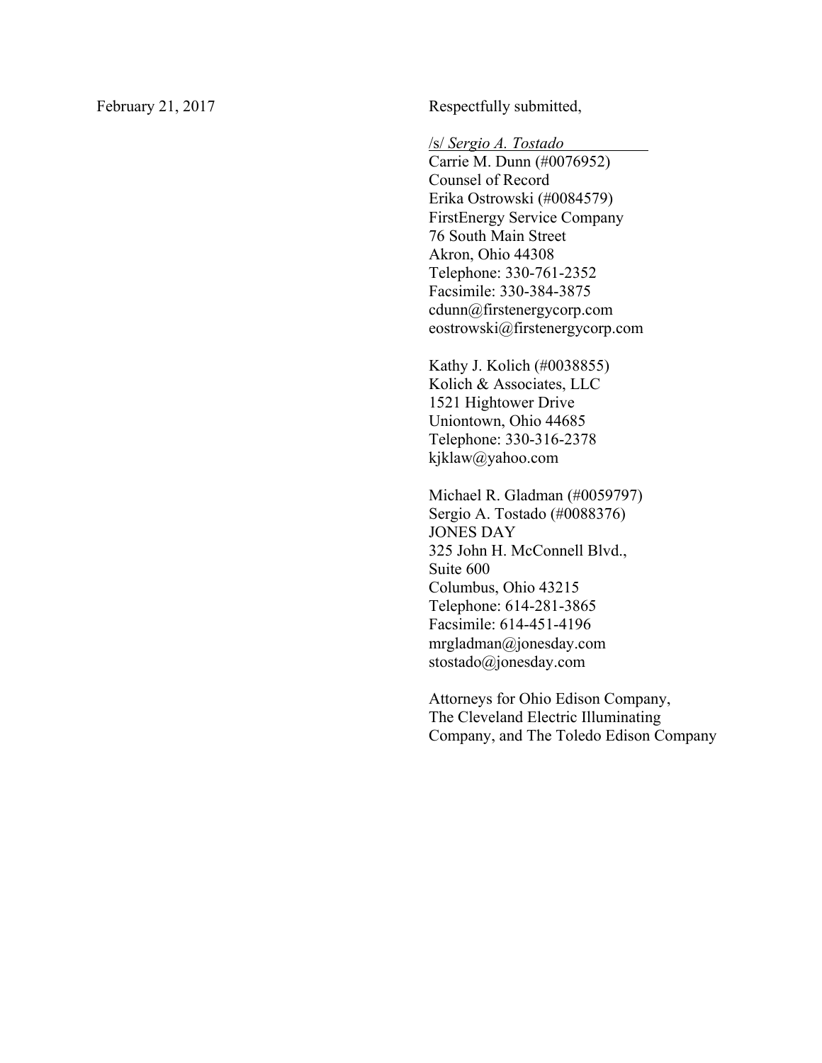February 21, 2017

Respectfully submitted,

/s/ *Sergio A. Tostado*  
Carrie M. Dunn (#0076952)  
Counsel of Record  
Erika Ostrowski (#0084579)  
FirstEnergy Service Company  
76 South Main Street  
Akron, Ohio 44308  
Telephone: 330-761-2352  
Facsimile: 330-384-3875  
cdunn@firstenergycorp.com  
eostrowski@firstenergycorp.com

Kathy J. Kolich (#0038855)  
Kolich & Associates, LLC  
1521 Hightower Drive  
Uniontown, Ohio 44685  
Telephone: 330-316-2378  
kjklaw@yahoo.com

Michael R. Gladman (#0059797)  
Sergio A. Tostado (#0088376)  
JONES DAY  
325 John H. McConnell Blvd.,  
Suite 600  
Columbus, Ohio 43215  
Telephone: 614-281-3865  
Facsimile: 614-451-4196  
mrgladman@jonesday.com  
stostado@jonesday.com

Attorneys for Ohio Edison Company, The Cleveland Electric Illuminating Company, and The Toledo Edison Company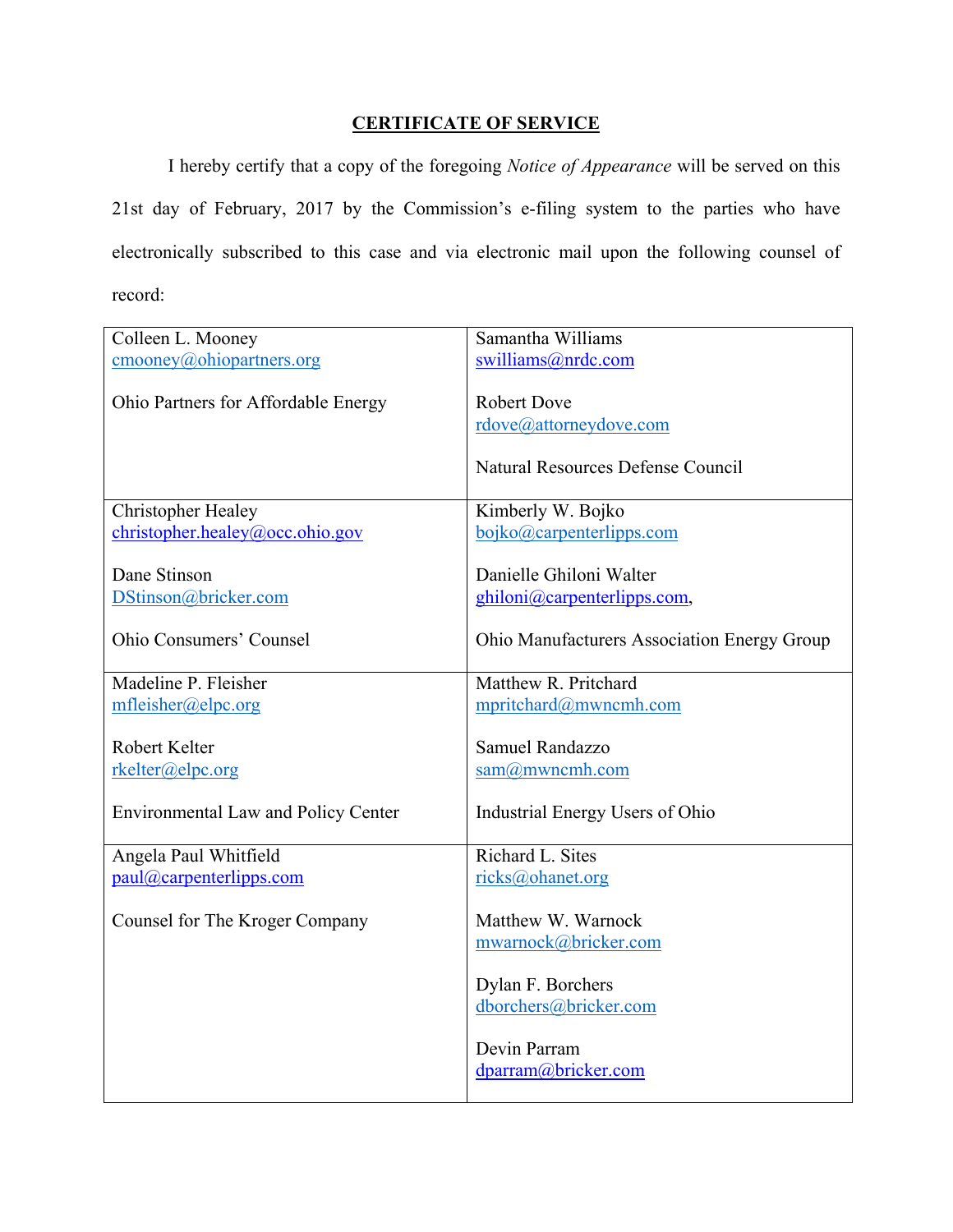## CERTIFICATE OF SERVICE

I hereby certify that a copy of the foregoing *Notice of Appearance* will be served on this 21st day of February, 2017 by the Commission's e-filing system to the parties who have electronically subscribed to this case and via electronic mail upon the following counsel of record:

| | |
|---|---|
| Colleen L. Mooney<br>cmooney@ohiopartners.org<br><br>Ohio Partners for Affordable Energy | Samantha Williams<br>swilliams@nrdc.com<br><br>Robert Dove<br>rdove@attorneydove.com<br><br>Natural Resources Defense Council |
| Christopher Healey<br>christopher.healey@occ.ohio.gov<br><br>Dane Stinson<br>DStinson@bricker.com<br><br>Ohio Consumers' Counsel | Kimberly W. Bojko<br>bojko@carpenterlipps.com<br><br>Danielle Ghiloni Walter<br>ghiloni@carpenterlipps.com,<br><br>Ohio Manufacturers Association Energy Group |
| Madeline P. Fleisher<br>mfleisher@elpc.org<br><br>Robert Kelter<br>rkelter@elpc.org<br><br>Environmental Law and Policy Center | Matthew R. Pritchard<br>mpritchard@mwncmh.com<br><br>Samuel Randazzo<br>sam@mwncmh.com<br><br>Industrial Energy Users of Ohio |
| Angela Paul Whitfield<br>paul@carpenterlipps.com<br><br>Counsel for The Kroger Company | Richard L. Sites<br>ricks@ohanet.org<br><br>Matthew W. Warnock<br>mwarnock@bricker.com<br><br>Dylan F. Borchers<br>dborchers@bricker.com<br><br>Devin Parram<br>dparram@bricker.com |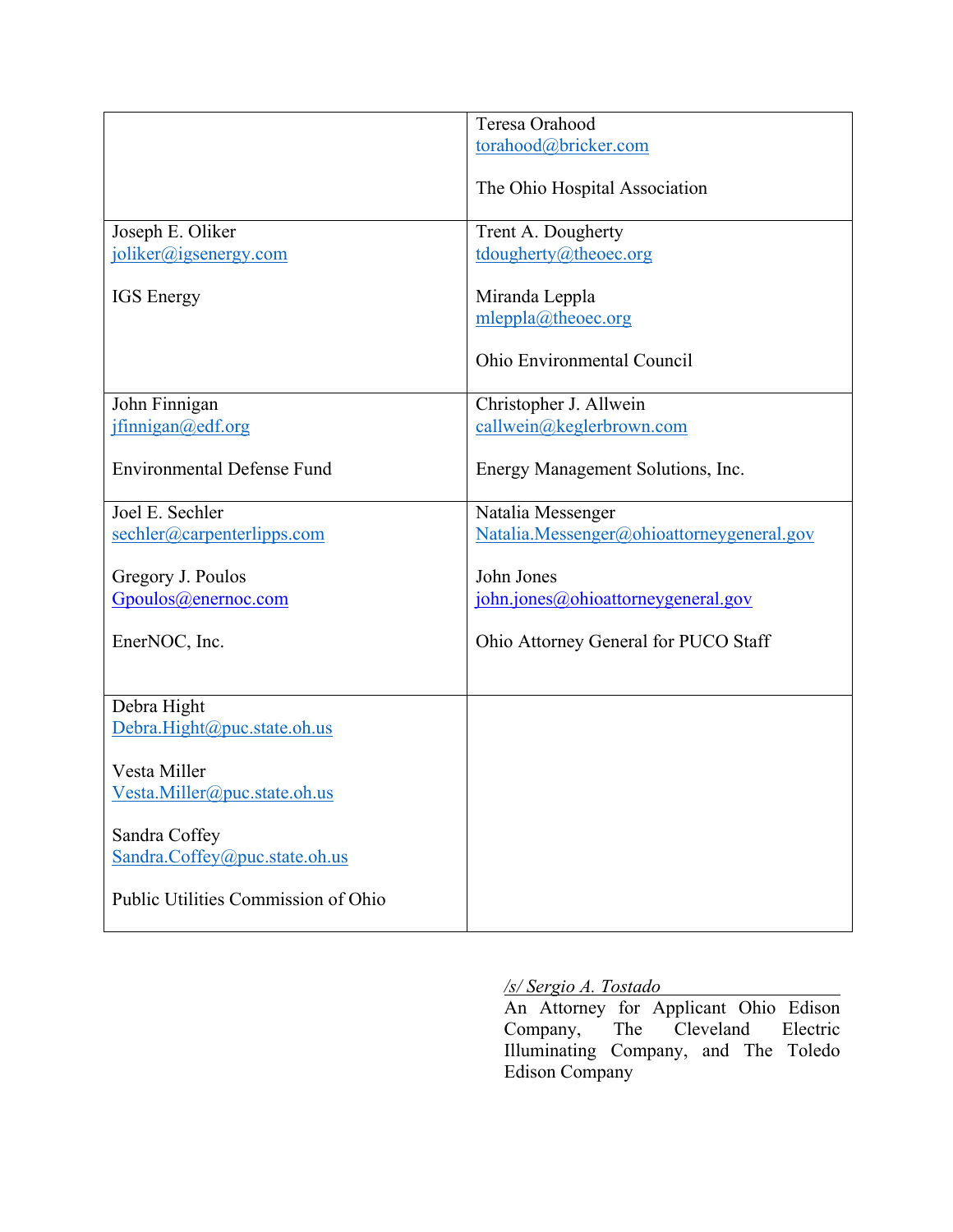| | |
|---|---|
| | Teresa Orahood<br>torahood@bricker.com<br><br>The Ohio Hospital Association |
| Joseph E. Oliker<br>joliker@igsenergy.com<br><br>IGS Energy | Trent A. Dougherty<br>tdougherty@theoec.org<br><br>Miranda Leppla<br>mleppla@theoec.org<br><br>Ohio Environmental Council |
| John Finnigan<br>jfinnigan@edf.org<br><br>Environmental Defense Fund | Christopher J. Allwein<br>callwein@keglerbrown.com<br><br>Energy Management Solutions, Inc. |
| Joel E. Sechler<br>sechler@carpenterlipps.com<br><br>Gregory J. Poulos<br>Gpoulos@enernoc.com<br><br>EnerNOC, Inc. | Natalia Messenger<br>Natalia.Messenger@ohioattorneygeneral.gov<br><br>John Jones<br>john.jones@ohioattorneygeneral.gov<br><br>Ohio Attorney General for PUCO Staff |
| Debra Hight<br>Debra.Hight@puc.state.oh.us<br><br>Vesta Miller<br>Vesta.Miller@puc.state.oh.us<br><br>Sandra Coffey<br>Sandra.Coffey@puc.state.oh.us<br><br>Public Utilities Commission of Ohio | |

*/s/ Sergio A. Tostado*
An Attorney for Applicant Ohio Edison Company, The Cleveland Electric Illuminating Company, and The Toledo Edison Company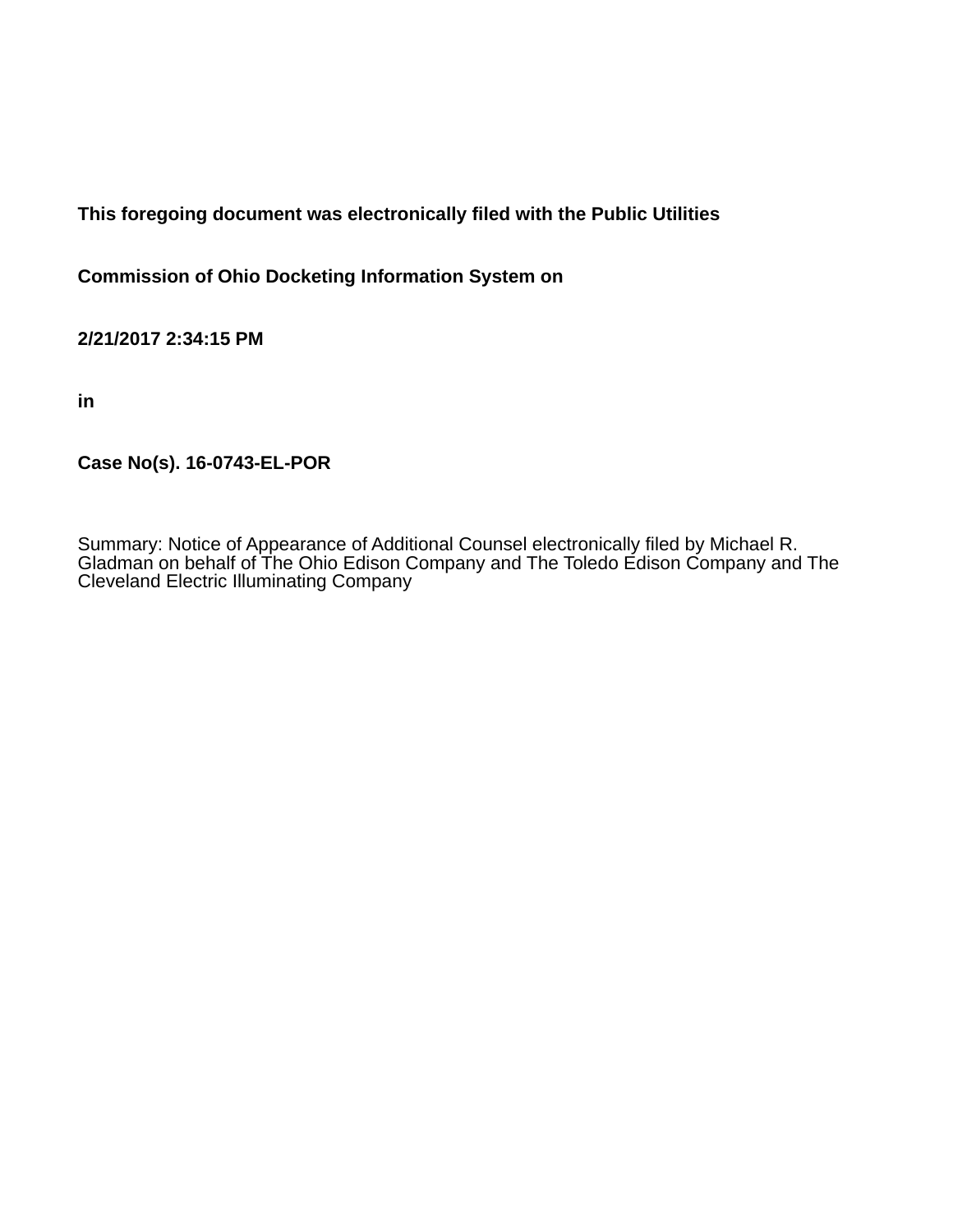**This foregoing document was electronically filed with the Public Utilities**

**Commission of Ohio Docketing Information System on**

**2/21/2017 2:34:15 PM**

**in**

**Case No(s). 16-0743-EL-POR**

Summary: Notice of Appearance of Additional Counsel electronically filed by Michael R. Gladman on behalf of The Ohio Edison Company and The Toledo Edison Company and The Cleveland Electric Illuminating Company